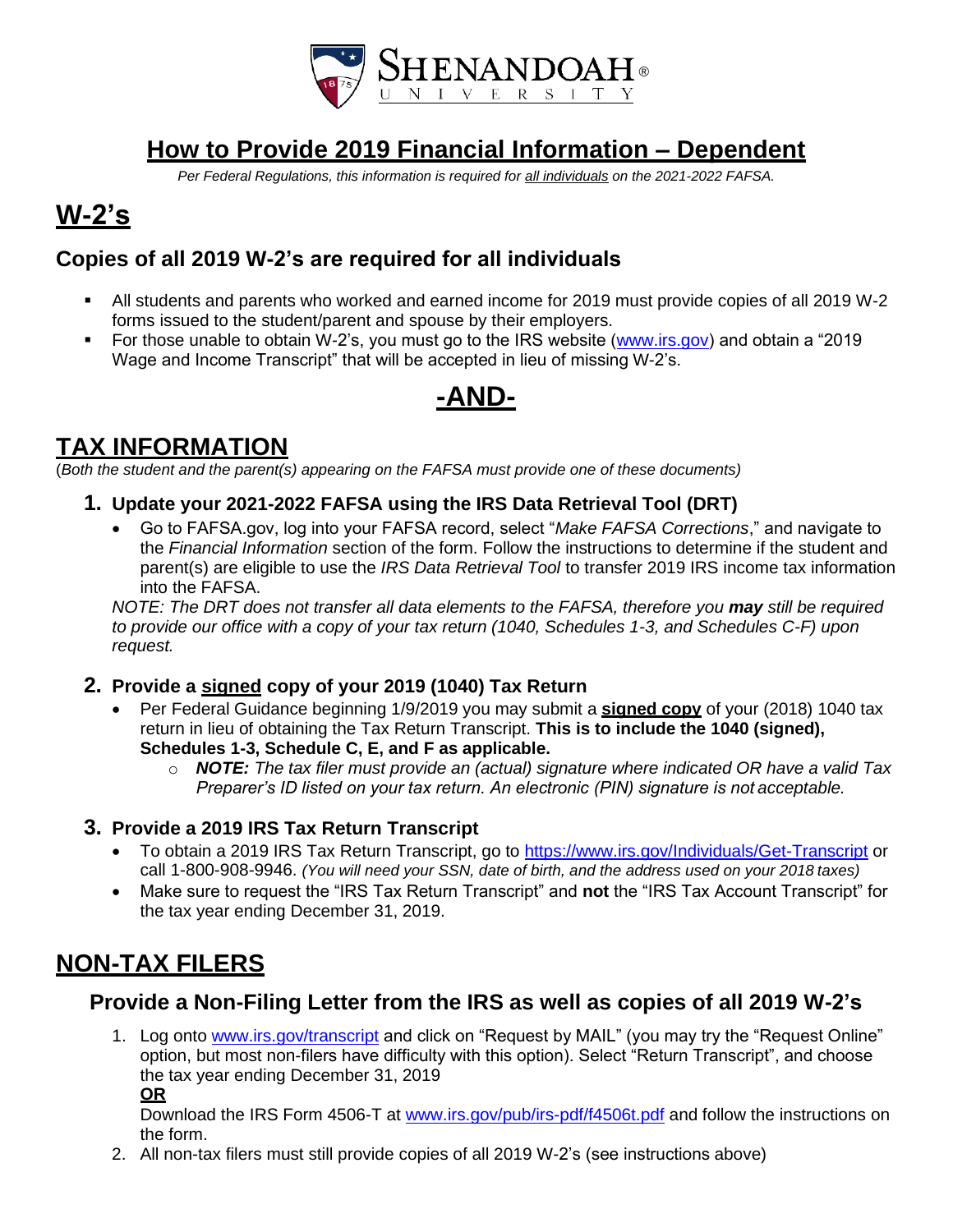# How to Provide 2019 Financial Information – Dependent

*Per Federal Regulations, this information is required for all individuals on the 2021-2022 FAFSA.*

# W-2's

## Copies of all 2019 W-2's are required for all individuals

- All students and parents who worked and earned income for 2019 must provide copies of all 2019 W-2 forms issued to the student/parent and spouse by their employers.
- For those unable to obtain W-2's, you must go to the IRS website (www.irs.gov) and obtain a "2019 Wage and Income Transcript" that will be accepted in lieu of missing W-2's.

## -AND-

# TAX INFORMATION

(*Both the student and the parent(s) appearing on the FAFSA must provide one of these documents)*

### 1. Update your 2021-2022 FAFSA using the IRS Data Retrieval Tool (DRT)

- Go to FAFSA.gov, log into your FAFSA record, select "*Make FAFSA Corrections*," and navigate to the *Financial Information* section of the form. Follow the instructions to determine if the student and parent(s) are eligible to use the *IRS Data Retrieval Tool* to transfer 2019 IRS income tax information into the FAFSA.

*NOTE: The DRT does not transfer all data elements to the FAFSA, therefore you **may** still be required to provide our office with a copy of your tax return (1040, Schedules 1-3, and Schedules C-F) upon request.*

### 2. Provide a signed copy of your 2019 (1040) Tax Return

- Per Federal Guidance beginning 1/9/2019 you may submit a **signed copy** of your (2018) 1040 tax return in lieu of obtaining the Tax Return Transcript. **This is to include the 1040 (signed), Schedules 1-3, Schedule C, E, and F as applicable.**
  - ***NOTE:*** *The tax filer must provide an (actual) signature where indicated OR have a valid Tax Preparer's ID listed on your tax return. An electronic (PIN) signature is not acceptable.*

### 3. Provide a 2019 IRS Tax Return Transcript

- To obtain a 2019 IRS Tax Return Transcript, go to https://www.irs.gov/Individuals/Get-Transcript or call 1-800-908-9946. *(You will need your SSN, date of birth, and the address used on your 2018 taxes)*
- Make sure to request the "IRS Tax Return Transcript" and **not** the "IRS Tax Account Transcript" for the tax year ending December 31, 2019.

# NON-TAX FILERS

## Provide a Non-Filing Letter from the IRS as well as copies of all 2019 W-2's

1. Log onto www.irs.gov/transcript and click on "Request by MAIL" (you may try the "Request Online" option, but most non-filers have difficulty with this option). Select "Return Transcript", and choose the tax year ending December 31, 2019

   **OR**

   Download the IRS Form 4506-T at www.irs.gov/pub/irs-pdf/f4506t.pdf and follow the instructions on the form.
2. All non-tax filers must still provide copies of all 2019 W-2's (see instructions above)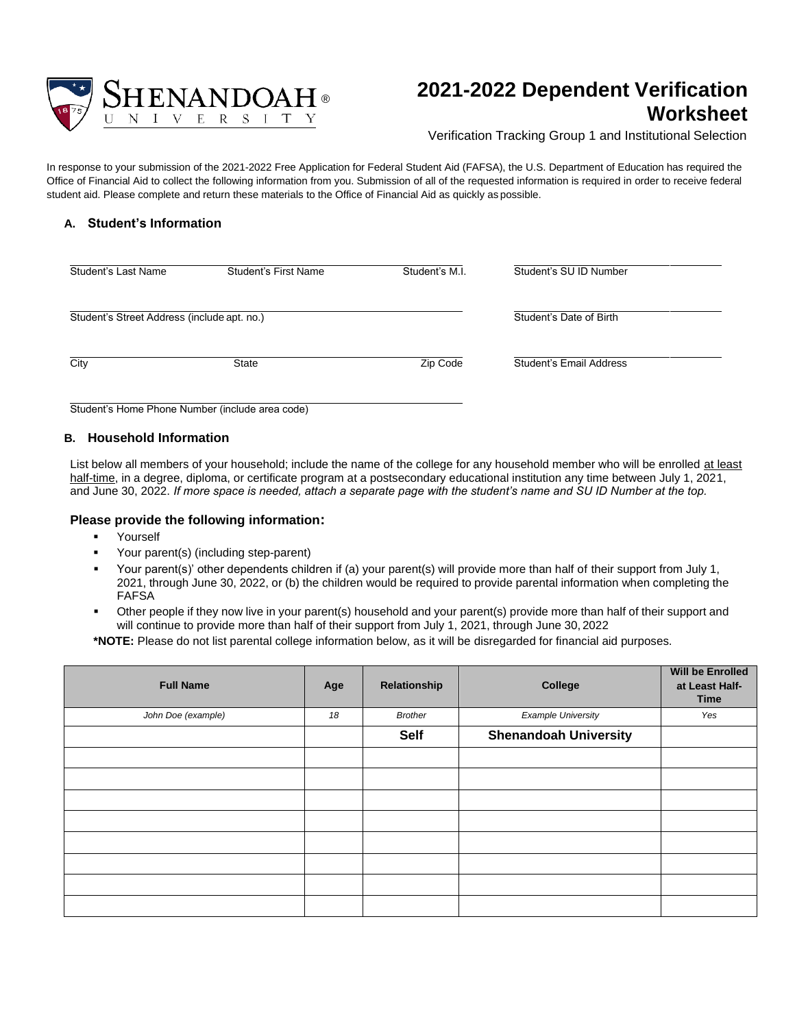# 2021-2022 Dependent Verification Worksheet

Verification Tracking Group 1 and Institutional Selection

In response to your submission of the 2021-2022 Free Application for Federal Student Aid (FAFSA), the U.S. Department of Education has required the Office of Financial Aid to collect the following information from you. Submission of all of the requested information is required in order to receive federal student aid. Please complete and return these materials to the Office of Financial Aid as quickly as possible.

## A. Student's Information

Student's Last Name ______ Student's First Name ______ Student's M.I. ______

Student's SU ID Number ______

Student's Street Address (include apt. no.) ______

Student's Date of Birth ______

City ______ State ______ Zip Code ______

Student's Email Address ______

Student's Home Phone Number (include area code) ______

## B. Household Information

List below all members of your household; include the name of the college for any household member who will be enrolled at least half-time, in a degree, diploma, or certificate program at a postsecondary educational institution any time between July 1, 2021, and June 30, 2022. *If more space is needed, attach a separate page with the student's name and SU ID Number at the top.*

### Please provide the following information:

- Yourself
- Your parent(s) (including step-parent)
- Your parent(s)' other dependents children if (a) your parent(s) will provide more than half of their support from July 1, 2021, through June 30, 2022, or (b) the children would be required to provide parental information when completing the FAFSA
- Other people if they now live in your parent(s) household and your parent(s) provide more than half of their support and will continue to provide more than half of their support from July 1, 2021, through June 30, 2022

**\*NOTE:** Please do not list parental college information below, as it will be disregarded for financial aid purposes.

| Full Name | Age | Relationship | College | Will be Enrolled at Least Half-Time |
|---|---|---|---|---|
| *John Doe (example)* | *18* | *Brother* | *Example University* | *Yes* |
| | | **Self** | **Shenandoah University** | |
| | | | | |
| | | | | |
| | | | | |
| | | | | |
| | | | | |
| | | | | |
| | | | | |
| | | | | |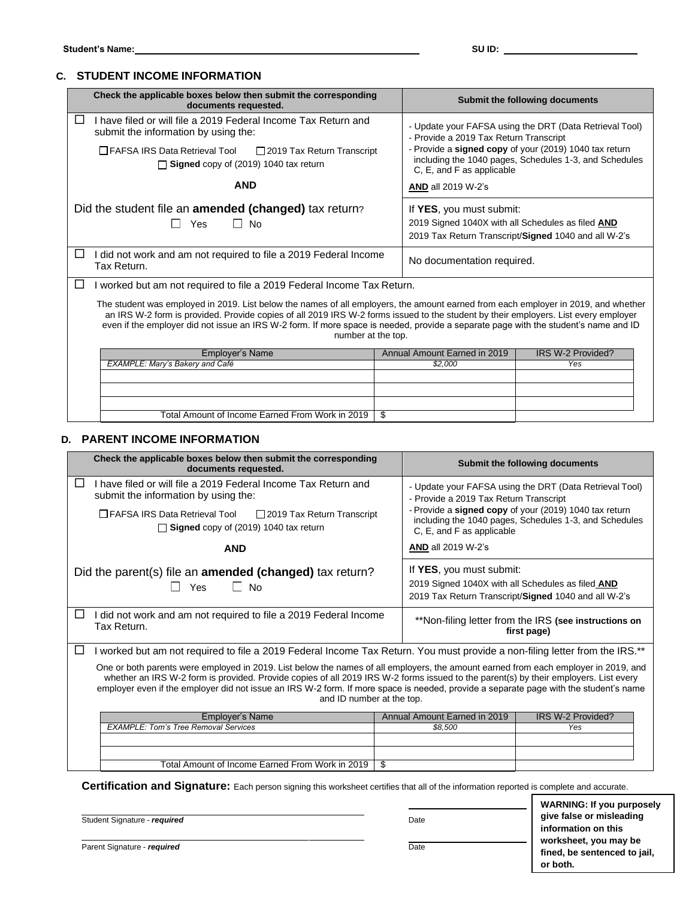**Student's Name:** ______________________________ **SU ID:** ______________

## C. STUDENT INCOME INFORMATION

| Check the applicable boxes below then submit the corresponding documents requested. | Submit the following documents |
|---|---|
| ☐ I have filed or will file a 2019 Federal Income Tax Return and submit the information by using the: ☐ FAFSA IRS Data Retrieval Tool ☐ 2019 Tax Return Transcript ☐ **Signed** copy of (2019) 1040 tax return **AND** | - Update your FAFSA using the DRT (Data Retrieval Tool) - Provide a 2019 Tax Return Transcript - Provide a **signed copy** of your (2019) 1040 tax return including the 1040 pages, Schedules 1-3, and Schedules C, E, and F as applicable **AND** all 2019 W-2's |
| Did the student file an **amended (changed)** tax return? ☐ Yes ☐ No | If **YES**, you must submit: 2019 Signed 1040X with all Schedules as filed **AND** 2019 Tax Return Transcript/**Signed** 1040 and all W-2's |
| ☐ I did not work and am not required to file a 2019 Federal Income Tax Return. | No documentation required. |

☐ I worked but am not required to file a 2019 Federal Income Tax Return.

The student was employed in 2019. List below the names of all employers, the amount earned from each employer in 2019, and whether an IRS W-2 form is provided. Provide copies of all 2019 IRS W-2 forms issued to the student by their employers. List every employer even if the employer did not issue an IRS W-2 form. If more space is needed, provide a separate page with the student's name and ID number at the top.

| Employer's Name | Annual Amount Earned in 2019 | IRS W-2 Provided? |
|---|---|---|
| *EXAMPLE: Mary's Bakery and Café* | *$2,000* | *Yes* |
| | | |
| | | |
| | | |
| Total Amount of Income Earned From Work in 2019 | $ | |

## D. PARENT INCOME INFORMATION

| Check the applicable boxes below then submit the corresponding documents requested. | Submit the following documents |
|---|---|
| ☐ I have filed or will file a 2019 Federal Income Tax Return and submit the information by using the: ☐ FAFSA IRS Data Retrieval Tool ☐ 2019 Tax Return Transcript ☐ **Signed** copy of (2019) 1040 tax return **AND** | - Update your FAFSA using the DRT (Data Retrieval Tool) - Provide a 2019 Tax Return Transcript - Provide a **signed copy** of your (2019) 1040 tax return including the 1040 pages, Schedules 1-3, and Schedules C, E, and F as applicable **AND** all 2019 W-2's |
| Did the parent(s) file an **amended (changed)** tax return? ☐ Yes ☐ No | If **YES**, you must submit: 2019 Signed 1040X with all Schedules as filed **AND** 2019 Tax Return Transcript/**Signed** 1040 and all W-2's |
| ☐ I did not work and am not required to file a 2019 Federal Income Tax Return. | **Non-filing letter from the IRS **(see instructions on first page)** |

☐ I worked but am not required to file a 2019 Federal Income Tax Return. You must provide a non-filing letter from the IRS.**

One or both parents were employed in 2019. List below the names of all employers, the amount earned from each employer in 2019, and whether an IRS W-2 form is provided. Provide copies of all 2019 IRS W-2 forms issued to the parent(s) by their employers. List every employer even if the employer did not issue an IRS W-2 form. If more space is needed, provide a separate page with the student's name and ID number at the top.

| Employer's Name | Annual Amount Earned in 2019 | IRS W-2 Provided? |
|---|---|---|
| *EXAMPLE: Tom's Tree Removal Services* | *$8,500* | *Yes* |
| | | |
| | | |
| Total Amount of Income Earned From Work in 2019 | $ | |

**Certification and Signature:** Each person signing this worksheet certifies that all of the information reported is complete and accurate.

______________________________ ______________
Student Signature - ***required*** Date

______________________________ ______________
Parent Signature - ***required*** Date

**WARNING: If you purposely give false or misleading information on this worksheet, you may be fined, be sentenced to jail, or both.**